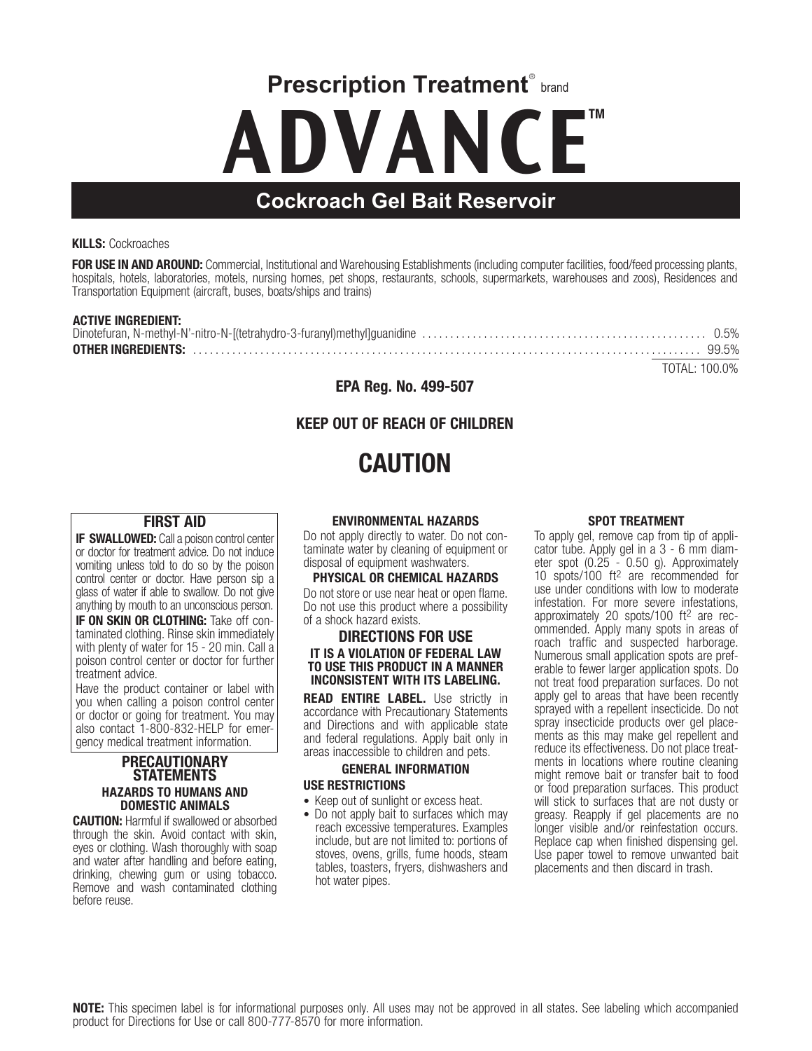**Prescription Treatment**® brand

# ADVANCE™

## Cockroach Gel Bait Reservoir

**KILLS:** Cockroaches

**FOR USE IN AND AROUND:** Commercial, Institutional and Warehousing Establishments (including computer facilities, food/feed processing plants, hospitals, hotels, laboratories, motels, nursing homes, pet shops, restaurants, schools, supermarkets, warehouses and zoos), Residences and Transportation Equipment (aircraft, buses, boats/ships and trains)

**ACTIVE INGREDIENT:**

| | |
|---|---|
| Dinotefuran, N-methyl-N'-nitro-N-[(tetrahydro-3-furanyl)methyl]guanidine | 0.5% |
| **OTHER INGREDIENTS:** | 99.5% |
| | TOTAL: 100.0% |

**EPA Reg. No. 499-507**

**KEEP OUT OF REACH OF CHILDREN**

# CAUTION

### FIRST AID

**IF SWALLOWED:** Call a poison control center or doctor for treatment advice. Do not induce vomiting unless told to do so by the poison control center or doctor. Have person sip a glass of water if able to swallow. Do not give anything by mouth to an unconscious person.

**IF ON SKIN OR CLOTHING:** Take off contaminated clothing. Rinse skin immediately with plenty of water for 15 - 20 min. Call a poison control center or doctor for further treatment advice.

Have the product container or label with you when calling a poison control center or doctor or going for treatment. You may also contact 1-800-832-HELP for emergency medical treatment information.

### PRECAUTIONARY STATEMENTS

#### HAZARDS TO HUMANS AND DOMESTIC ANIMALS

**CAUTION:** Harmful if swallowed or absorbed through the skin. Avoid contact with skin, eyes or clothing. Wash thoroughly with soap and water after handling and before eating, drinking, chewing gum or using tobacco. Remove and wash contaminated clothing before reuse.

#### ENVIRONMENTAL HAZARDS

Do not apply directly to water. Do not contaminate water by cleaning of equipment or disposal of equipment washwaters.

#### PHYSICAL OR CHEMICAL HAZARDS

Do not store or use near heat or open flame. Do not use this product where a possibility of a shock hazard exists.

### DIRECTIONS FOR USE

**IT IS A VIOLATION OF FEDERAL LAW TO USE THIS PRODUCT IN A MANNER INCONSISTENT WITH ITS LABELING.**

**READ ENTIRE LABEL.** Use strictly in accordance with Precautionary Statements and Directions and with applicable state and federal regulations. Apply bait only in areas inaccessible to children and pets.

#### GENERAL INFORMATION

**USE RESTRICTIONS**

- Keep out of sunlight or excess heat.
- Do not apply bait to surfaces which may reach excessive temperatures. Examples include, but are not limited to: portions of stoves, ovens, grills, fume hoods, steam tables, toasters, fryers, dishwashers and hot water pipes.

#### SPOT TREATMENT

To apply gel, remove cap from tip of applicator tube. Apply gel in a 3 - 6 mm diameter spot (0.25 - 0.50 g). Approximately 10 spots/100 $ft^2$ are recommended for use under conditions with low to moderate infestation. For more severe infestations, approximately 20 spots/100 $ft^2$ are recommended. Apply many spots in areas of roach traffic and suspected harborage. Numerous small application spots are preferable to fewer larger application spots. Do not treat food preparation surfaces. Do not apply gel to areas that have been recently sprayed with a repellent insecticide. Do not spray insecticide products over gel placements as this may make gel repellent and reduce its effectiveness. Do not place treatments in locations where routine cleaning might remove bait or transfer bait to food or food preparation surfaces. This product will stick to surfaces that are not dusty or greasy. Reapply if gel placements are no longer visible and/or reinfestation occurs. Replace cap when finished dispensing gel. Use paper towel to remove unwanted bait placements and then discard in trash.

**NOTE:** This specimen label is for informational purposes only. All uses may not be approved in all states. See labeling which accompanied product for Directions for Use or call 800-777-8570 for more information.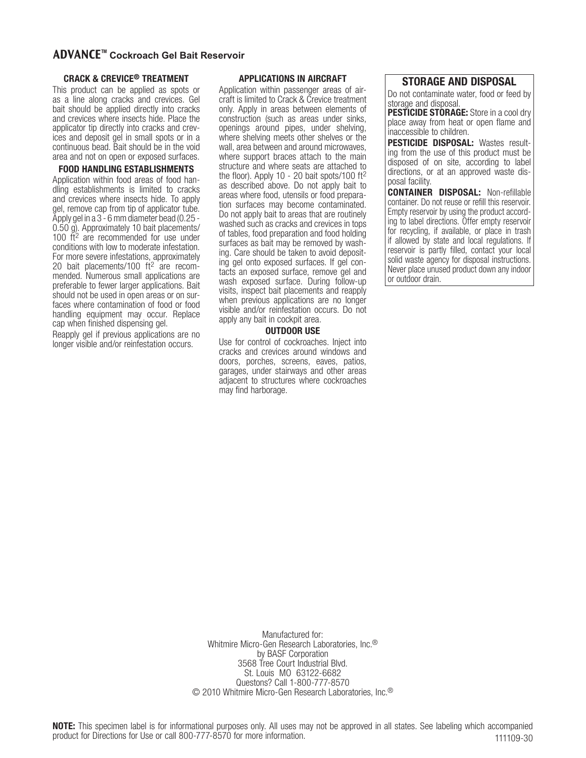## ADVANCE™ Cockroach Gel Bait Reservoir

### CRACK & CREVICE® TREATMENT

This product can be applied as spots or as a line along cracks and crevices. Gel bait should be applied directly into cracks and crevices where insects hide. Place the applicator tip directly into cracks and crevices and deposit gel in small spots or in a continuous bead. Bait should be in the void area and not on open or exposed surfaces.

### FOOD HANDLING ESTABLISHMENTS

Application within food areas of food handling establishments is limited to cracks and crevices where insects hide. To apply gel, remove cap from tip of applicator tube. Apply gel in a 3 - 6 mm diameter bead (0.25 - 0.50 g). Approximately 10 bait placements/ 100 $ft^2$ are recommended for use under conditions with low to moderate infestation. For more severe infestations, approximately 20 bait placements/100 $ft^2$ are recommended. Numerous small applications are preferable to fewer larger applications. Bait should not be used in open areas or on surfaces where contamination of food or food handling equipment may occur. Replace cap when finished dispensing gel.

Reapply gel if previous applications are no longer visible and/or reinfestation occurs.

### APPLICATIONS IN AIRCRAFT

Application within passenger areas of aircraft is limited to Crack & Crevice treatment only. Apply in areas between elements of construction (such as areas under sinks, openings around pipes, under shelving, where shelving meets other shelves or the wall, area between and around microwaves, where support braces attach to the main structure and where seats are attached to the floor). Apply 10 - 20 bait spots/100 $ft^2$ as described above. Do not apply bait to areas where food, utensils or food preparation surfaces may become contaminated. Do not apply bait to areas that are routinely washed such as cracks and crevices in tops of tables, food preparation and food holding surfaces as bait may be removed by washing. Care should be taken to avoid depositing gel onto exposed surfaces. If gel contacts an exposed surface, remove gel and wash exposed surface. During follow-up visits, inspect bait placements and reapply when previous applications are no longer visible and/or reinfestation occurs. Do not apply any bait in cockpit area.

### OUTDOOR USE

Use for control of cockroaches. Inject into cracks and crevices around windows and doors, porches, screens, eaves, patios, garages, under stairways and other areas adjacent to structures where cockroaches may find harborage.

### STORAGE AND DISPOSAL

Do not contaminate water, food or feed by storage and disposal.

**PESTICIDE STORAGE:** Store in a cool dry place away from heat or open flame and inaccessible to children.

**PESTICIDE DISPOSAL:** Wastes resulting from the use of this product must be disposed of on site, according to label directions, or at an approved waste disposal facility.

**CONTAINER DISPOSAL:** Non-refillable container. Do not reuse or refill this reservoir. Empty reservoir by using the product according to label directions. Offer empty reservoir for recycling, if available, or place in trash if allowed by state and local regulations. If reservoir is partly filled, contact your local solid waste agency for disposal instructions. Never place unused product down any indoor or outdoor drain.

Manufactured for:
Whitmire Micro-Gen Research Laboratories, Inc.®
by BASF Corporation
3568 Tree Court Industrial Blvd.
St. Louis MO 63122-6682
Questons? Call 1-800-777-8570
© 2010 Whitmire Micro-Gen Research Laboratories, Inc.®

**NOTE:** This specimen label is for informational purposes only. All uses may not be approved in all states. See labeling which accompanied product for Directions for Use or call 800-777-8570 for more information.

111109-30